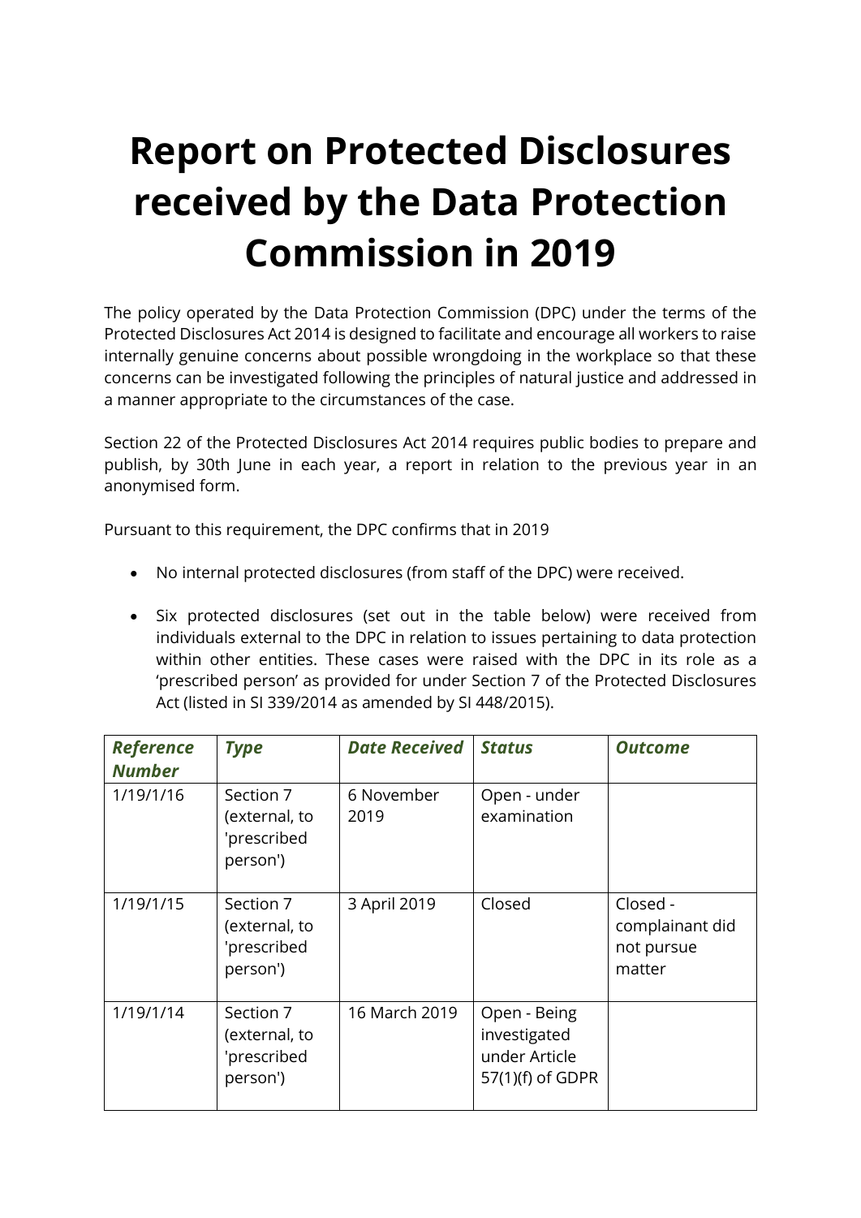# Report on Protected Disclosures received by the Data Protection Commission in 2019

The policy operated by the Data Protection Commission (DPC) under the terms of the Protected Disclosures Act 2014 is designed to facilitate and encourage all workers to raise internally genuine concerns about possible wrongdoing in the workplace so that these concerns can be investigated following the principles of natural justice and addressed in a manner appropriate to the circumstances of the case.

Section 22 of the Protected Disclosures Act 2014 requires public bodies to prepare and publish, by 30th June in each year, a report in relation to the previous year in an anonymised form.

Pursuant to this requirement, the DPC confirms that in 2019

- No internal protected disclosures (from staff of the DPC) were received.
- Six protected disclosures (set out in the table below) were received from individuals external to the DPC in relation to issues pertaining to data protection within other entities. These cases were raised with the DPC in its role as a 'prescribed person' as provided for under Section 7 of the Protected Disclosures Act (listed in SI 339/2014 as amended by SI 448/2015).

| ***Reference Number*** | ***Type*** | ***Date Received*** | ***Status*** | ***Outcome*** |
|---|---|---|---|---|
| 1/19/1/16 | Section 7 (external, to 'prescribed person') | 6 November 2019 | Open - under examination | |
| 1/19/1/15 | Section 7 (external, to 'prescribed person') | 3 April 2019 | Closed | Closed - complainant did not pursue matter |
| 1/19/1/14 | Section 7 (external, to 'prescribed person') | 16 March 2019 | Open - Being investigated under Article 57(1)(f) of GDPR | |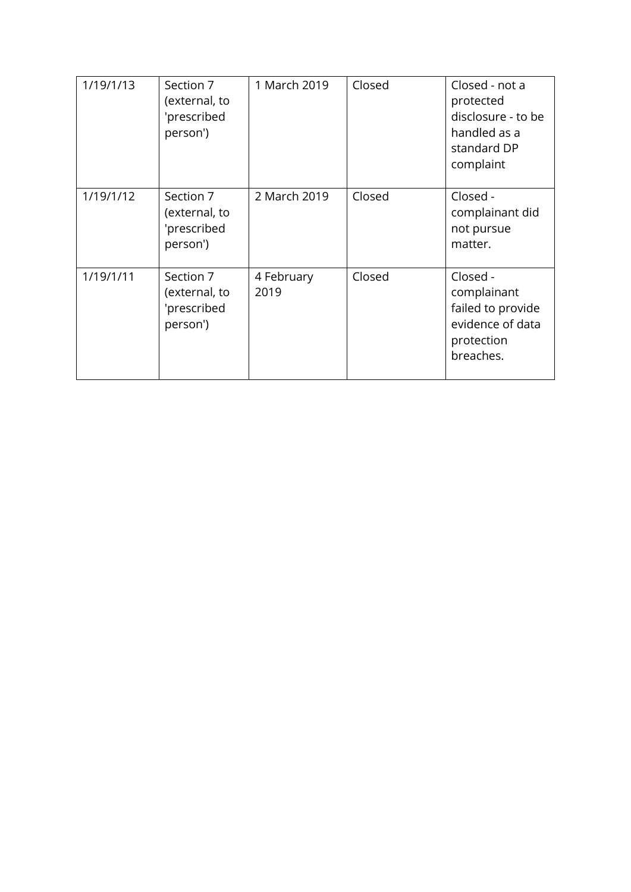| | | | | |
|---|---|---|---|---|
| 1/19/1/13 | Section 7 (external, to 'prescribed person') | 1 March 2019 | Closed | Closed - not a protected disclosure - to be handled as a standard DP complaint |
| 1/19/1/12 | Section 7 (external, to 'prescribed person') | 2 March 2019 | Closed | Closed - complainant did not pursue matter. |
| 1/19/1/11 | Section 7 (external, to 'prescribed person') | 4 February 2019 | Closed | Closed - complainant failed to provide evidence of data protection breaches. |